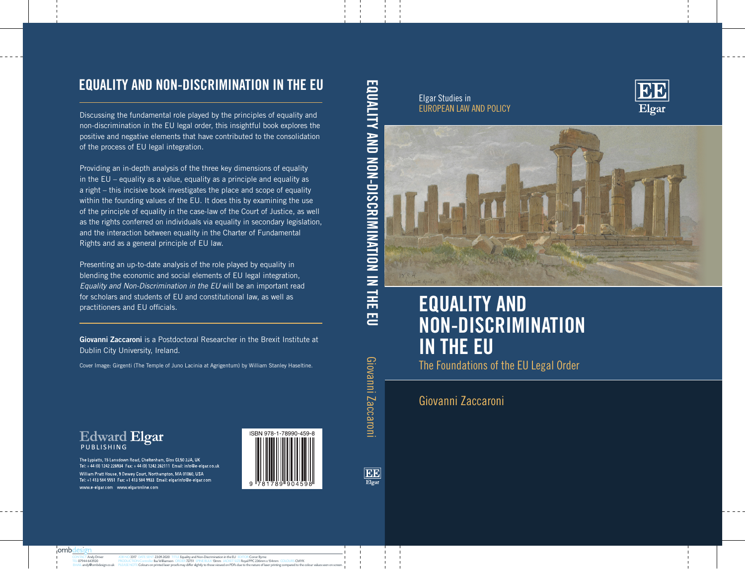# EQUALITY AND NON-DISCRIMINATION IN THE EU

Discussing the fundamental role played by the principles of equality and non-discrimination in the EU legal order, this insightful book explores the positive and negative elements that have contributed to the consolidation of the process of EU legal integration.

Providing an in-depth analysis of the three key dimensions of equality in the EU – equality as a value, equality as a principle and equality as a right – this incisive book investigates the place and scope of equality within the founding values of the EU. It does this by examining the use of the principle of equality in the case-law of the Court of Justice, as well as the rights conferred on individuals via equality in secondary legislation, and the interaction between equality in the Charter of Fundamental Rights and as a general principle of EU law.

Presenting an up-to-date analysis of the role played by equality in blending the economic and social elements of EU legal integration, *Equality and Non-Discrimination in the EU* will be an important read for scholars and students of EU and constitutional law, as well as practitioners and EU officials.

**Giovanni Zaccaroni** is a Postdoctoral Researcher in the Brexit Institute at Dublin City University, Ireland.

Cover Image: Girgenti (The Temple of Juno Lacinia at Agrigentum) by William Stanley Haseltine.

Edward Elgar
PUBLISHING

The Lypiatts, 15 Lansdown Road, Cheltenham, Glos GL50 2JA, UK
Tel: + 44 (0) 1242 226934 Fax: + 44 (0) 1242 262111 Email: info@e-elgar.co.uk

William Pratt House, 9 Dewey Court, Northampton, MA 01060, USA
Tel: +1 413 584 5551 Fax: +1 413 584 9933 Email: elgarinfo@e-elgar.com

www.e-elgar.com www.elgaronline.com

ISBN 978-1-78990-459-8

9 781789 904598

EQUALITY AND NON-DISCRIMINATION IN THE EU Giovanni Zaccaroni

Elgar Studies in
EUROPEAN LAW AND POLICY

EE Elgar

# EQUALITY AND NON-DISCRIMINATION IN THE EU

## The Foundations of the EU Legal Order

Giovanni Zaccaroni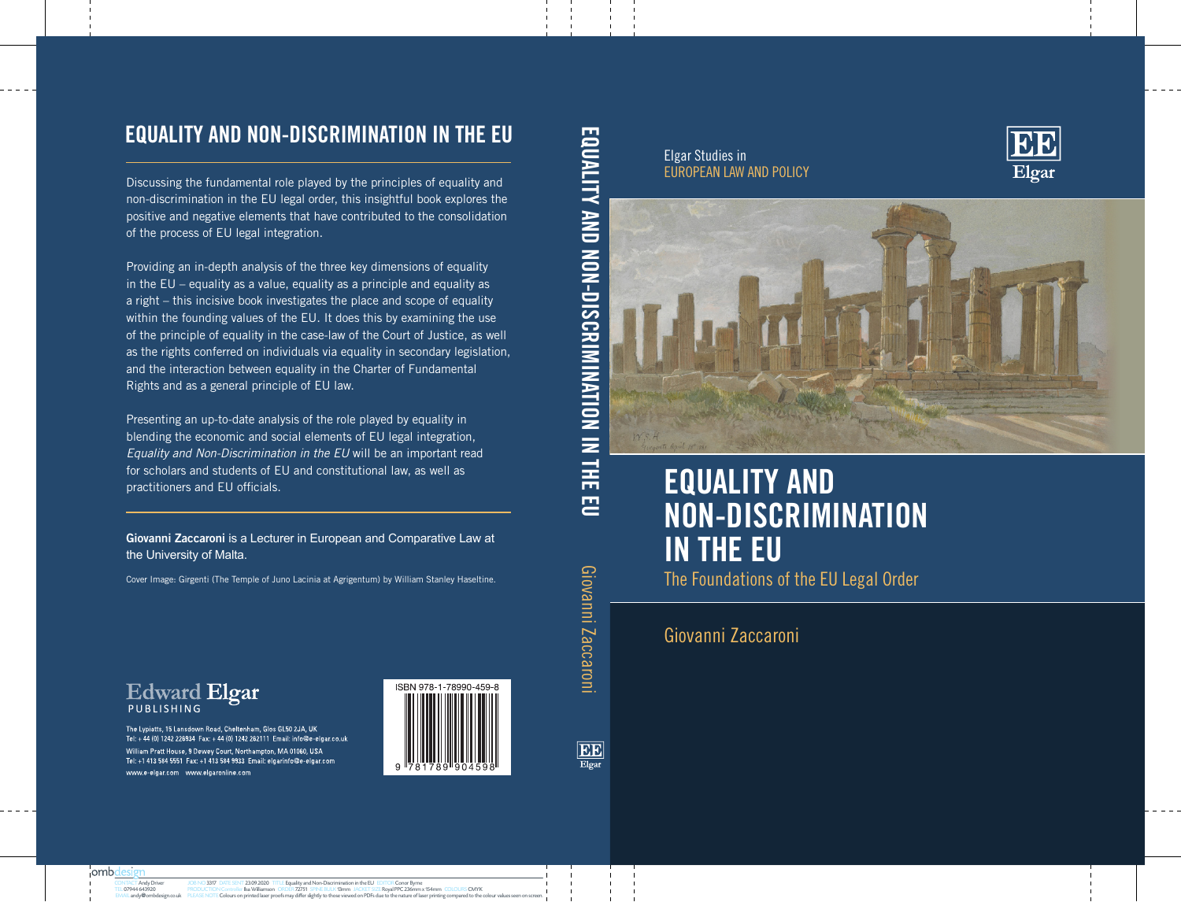# EQUALITY AND NON-DISCRIMINATION IN THE EU

Discussing the fundamental role played by the principles of equality and non-discrimination in the EU legal order, this insightful book explores the positive and negative elements that have contributed to the consolidation of the process of EU legal integration.

Providing an in-depth analysis of the three key dimensions of equality in the EU – equality as a value, equality as a principle and equality as a right – this incisive book investigates the place and scope of equality within the founding values of the EU. It does this by examining the use of the principle of equality in the case-law of the Court of Justice, as well as the rights conferred on individuals via equality in secondary legislation, and the interaction between equality in the Charter of Fundamental Rights and as a general principle of EU law.

Presenting an up-to-date analysis of the role played by equality in blending the economic and social elements of EU legal integration, *Equality and Non-Discrimination in the EU* will be an important read for scholars and students of EU and constitutional law, as well as practitioners and EU officials.

**Giovanni Zaccaroni** is a Lecturer in European and Comparative Law at the University of Malta.

Cover Image: Girgenti (The Temple of Juno Lacinia at Agrigentum) by William Stanley Haseltine.

Edward Elgar
PUBLISHING

The Lypiatts, 15 Lansdown Road, Cheltenham, Glos GL50 2JA, UK
Tel: + 44 (0) 1242 226934 Fax: + 44 (0) 1242 262111 Email: info@e-elgar.co.uk
William Pratt House, 9 Dewey Court, Northampton, MA 01060, USA
Tel: +1 413 584 5551 Fax: +1 413 584 9933 Email: elgarinfo@e-elgar.com
www.e-elgar.com www.elgaronline.com

ISBN 978-1-78990-459-8

EQUALITY AND NON-DISCRIMINATION IN THE EU Giovanni Zaccaroni

Elgar Studies in
EUROPEAN LAW AND POLICY

EE Elgar

# EQUALITY AND NON-DISCRIMINATION IN THE EU

## The Foundations of the EU Legal Order

Giovanni Zaccaroni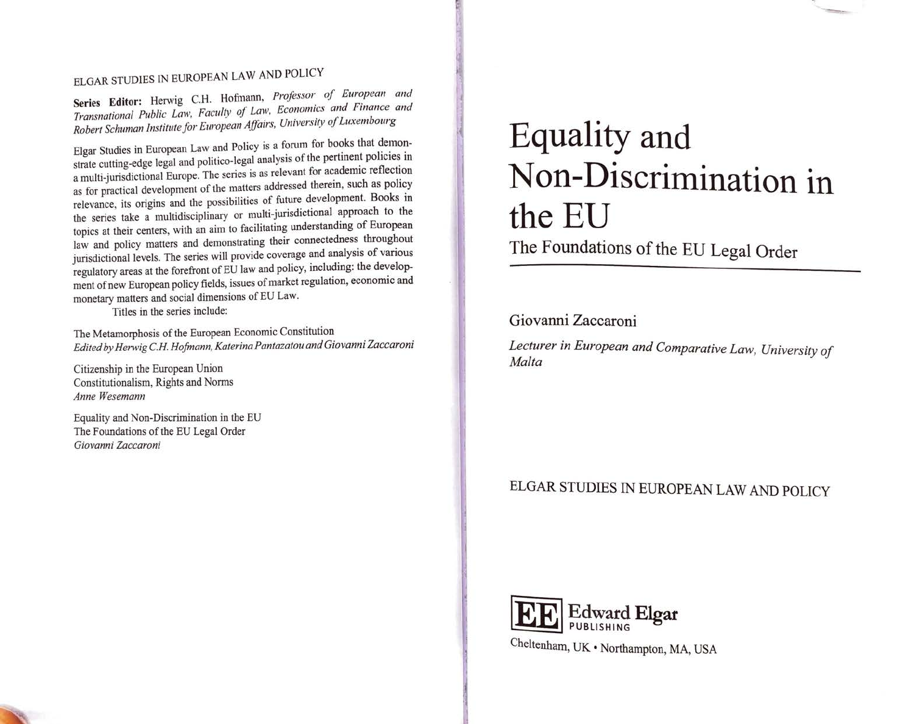ELGAR STUDIES IN EUROPEAN LAW AND POLICY

**Series Editor:** Herwig C.H. Hofmann, *Professor of European and Transnational Public Law, Faculty of Law, Economics and Finance and Robert Schuman Institute for European Affairs, University of Luxembourg*

Elgar Studies in European Law and Policy is a forum for books that demonstrate cutting-edge legal and politico-legal analysis of the pertinent policies in a multi-jurisdictional Europe. The series is as relevant for academic reflection as for practical development of the matters addressed therein, such as policy relevance, its origins and the possibilities of future development. Books in the series take a multidisciplinary or multi-jurisdictional approach to the topics at their centers, with an aim to facilitating understanding of European law and policy matters and demonstrating their connectedness throughout jurisdictional levels. The series will provide coverage and analysis of various regulatory areas at the forefront of EU law and policy, including: the development of new European policy fields, issues of market regulation, economic and monetary matters and social dimensions of EU Law.

Titles in the series include:

The Metamorphosis of the European Economic Constitution
*Edited by Herwig C.H. Hofmann, Katerina Pantazatou and Giovanni Zaccaroni*

Citizenship in the European Union
Constitutionalism, Rights and Norms
*Anne Wesemann*

Equality and Non-Discrimination in the EU
The Foundations of the EU Legal Order
*Giovanni Zaccaroni*

# Equality and Non-Discrimination in the EU

## The Foundations of the EU Legal Order

Giovanni Zaccaroni

*Lecturer in European and Comparative Law, University of Malta*

ELGAR STUDIES IN EUROPEAN LAW AND POLICY

Edward Elgar PUBLISHING

Cheltenham, UK • Northampton, MA, USA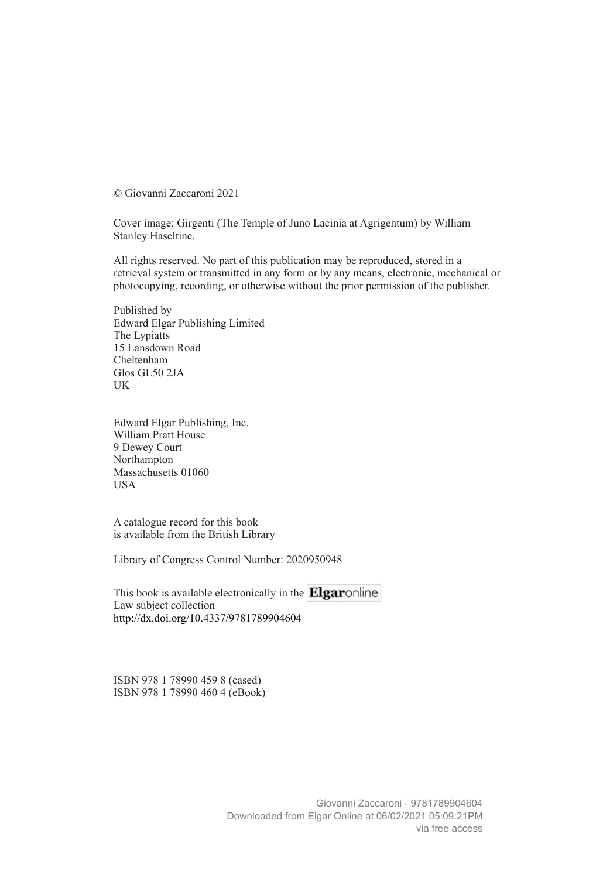© Giovanni Zaccaroni 2021

Cover image: Girgenti (The Temple of Juno Lacinia at Agrigentum) by William Stanley Haseltine.

All rights reserved. No part of this publication may be reproduced, stored in a retrieval system or transmitted in any form or by any means, electronic, mechanical or photocopying, recording, or otherwise without the prior permission of the publisher.

Published by
Edward Elgar Publishing Limited
The Lypiatts
15 Lansdown Road
Cheltenham
Glos GL50 2JA
UK

Edward Elgar Publishing, Inc.
William Pratt House
9 Dewey Court
Northampton
Massachusetts 01060
USA

A catalogue record for this book
is available from the British Library

Library of Congress Control Number: 2020950948

This book is available electronically in the **Elgar**online
Law subject collection
http://dx.doi.org/10.4337/9781789904604

ISBN 978 1 78990 459 8 (cased)
ISBN 978 1 78990 460 4 (eBook)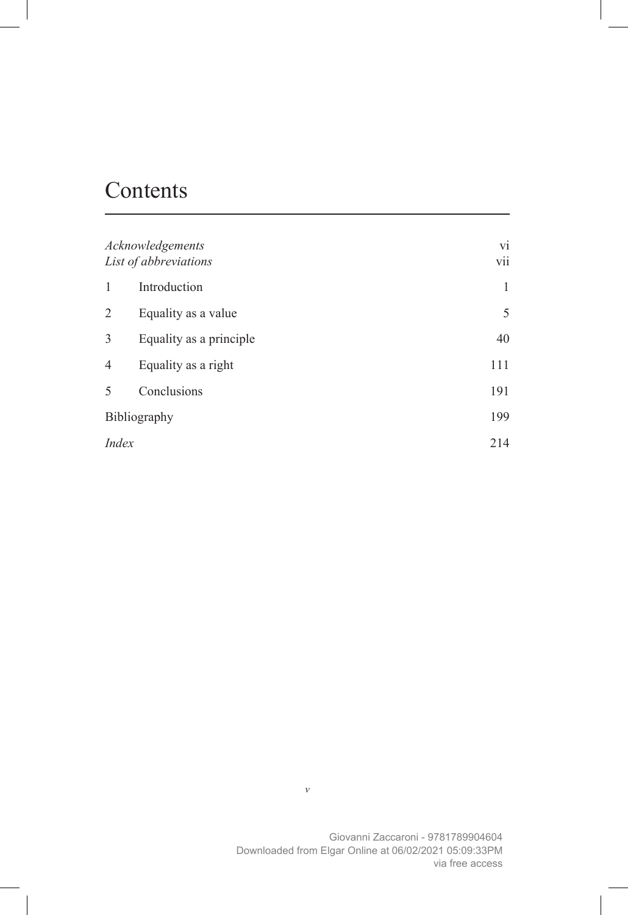# Contents

| | | |
|---|---|---|
| *Acknowledgements* | | vi |
| *List of abbreviations* | | vii |
| 1 | Introduction | 1 |
| 2 | Equality as a value | 5 |
| 3 | Equality as a principle | 40 |
| 4 | Equality as a right | 111 |
| 5 | Conclusions | 191 |
| Bibliography | | 199 |
| *Index* | | 214 |